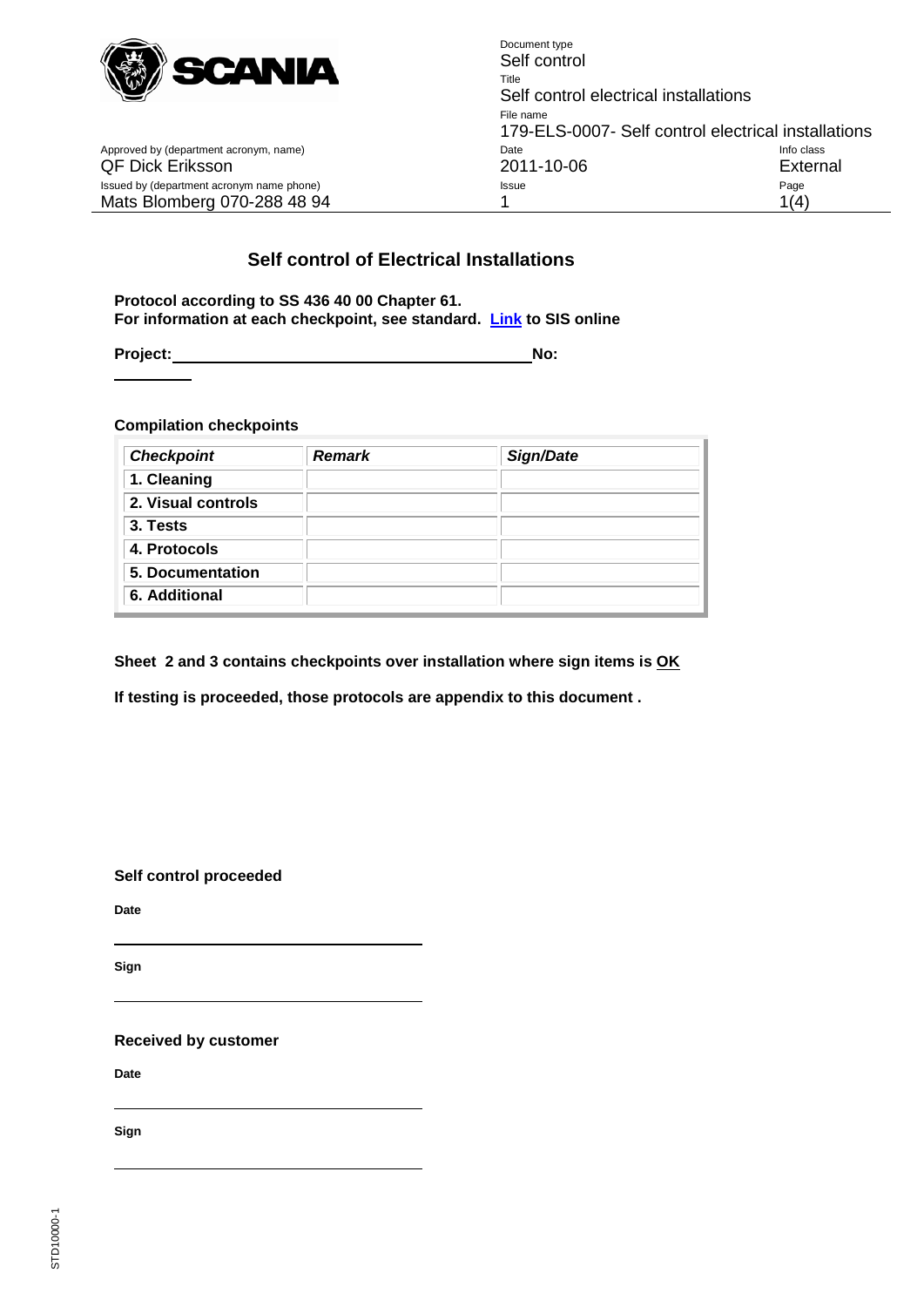| | Document type<br>Self control | |
|---|---|---|
| | Title<br>Self control electrical installations | |
| | File name<br>179-ELS-0007- Self control electrical installations | |
| Approved by (department acronym, name)<br>QF Dick Eriksson | Date<br>2011-10-06 | Info class<br>External |
| Issued by (department acronym name phone)<br>Mats Blomberg 070-288 48 94 | Issue<br>1 | |

## Self control of Electrical Installations

**Protocol according to SS 436 40 00 Chapter 61.**
**For information at each checkpoint, see standard. Link to SIS online**

**Project:** ________________________________________ **No:** __________

**Compilation checkpoints**

| ***Checkpoint*** | ***Remark*** | ***Sign/Date*** |
|---|---|---|
| **1. Cleaning** | | |
| **2. Visual controls** | | |
| **3. Tests** | | |
| **4. Protocols** | | |
| **5. Documentation** | | |
| **6. Additional** | | |

**Sheet 2 and 3 contains checkpoints over installation where sign items is OK**

**If testing is proceeded, those protocols are appendix to this document .**

**Self control proceeded**

**Date**

________________________________

**Sign**

________________________________

**Received by customer**

**Date**

________________________________

**Sign**

________________________________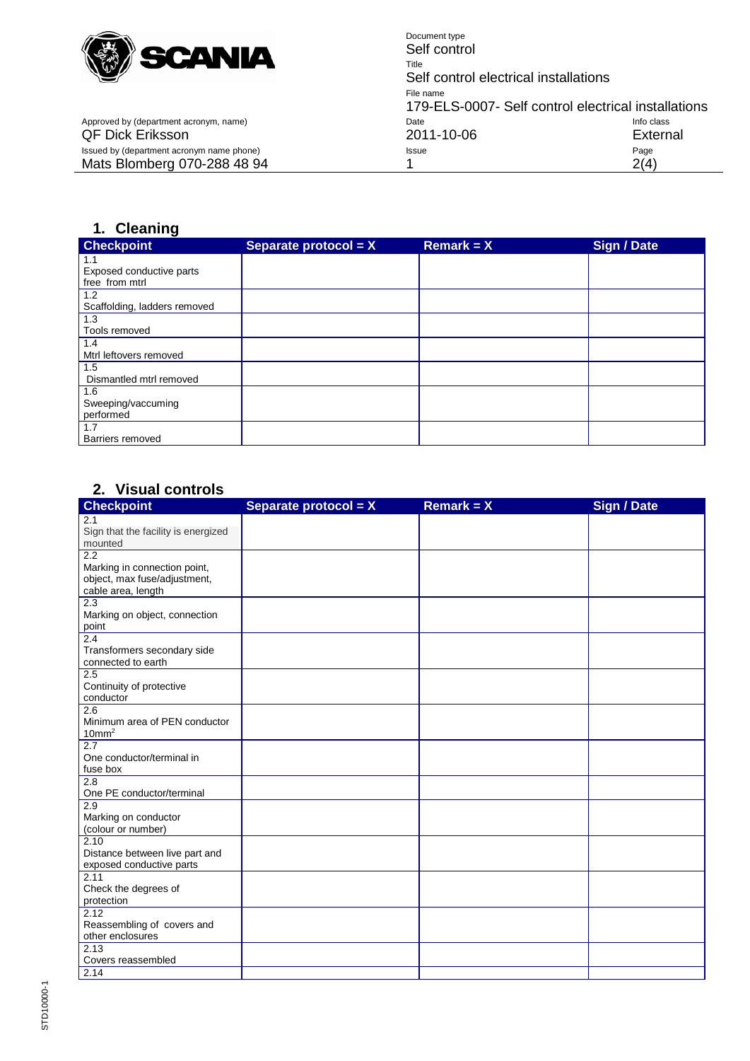## 1. Cleaning

| Checkpoint | Separate protocol = X | Remark = X | Sign / Date |
|---|---|---|---|
| 1.1 Exposed conductive parts free from mtrl | | | |
| 1.2 Scaffolding, ladders removed | | | |
| 1.3 Tools removed | | | |
| 1.4 Mtrl leftovers removed | | | |
| 1.5 Dismantled mtrl removed | | | |
| 1.6 Sweeping/vaccuming performed | | | |
| 1.7 Barriers removed | | | |

## 2. Visual controls

| Checkpoint | Separate protocol = X | Remark = X | Sign / Date |
|---|---|---|---|
| 2.1 Sign that the facility is energized mounted | | | |
| 2.2 Marking in connection point, object, max fuse/adjustment, cable area, length | | | |
| 2.3 Marking on object, connection point | | | |
| 2.4 Transformers secondary side connected to earth | | | |
| 2.5 Continuity of protective conductor | | | |
| 2.6 Minimum area of PEN conductor 10mm$^2$ | | | |
| 2.7 One conductor/terminal in fuse box | | | |
| 2.8 One PE conductor/terminal | | | |
| 2.9 Marking on conductor (colour or number) | | | |
| 2.10 Distance between live part and exposed conductive parts | | | |
| 2.11 Check the degrees of protection | | | |
| 2.12 Reassembling of covers and other enclosures | | | |
| 2.13 Covers reassembled | | | |
| 2.14 | | | |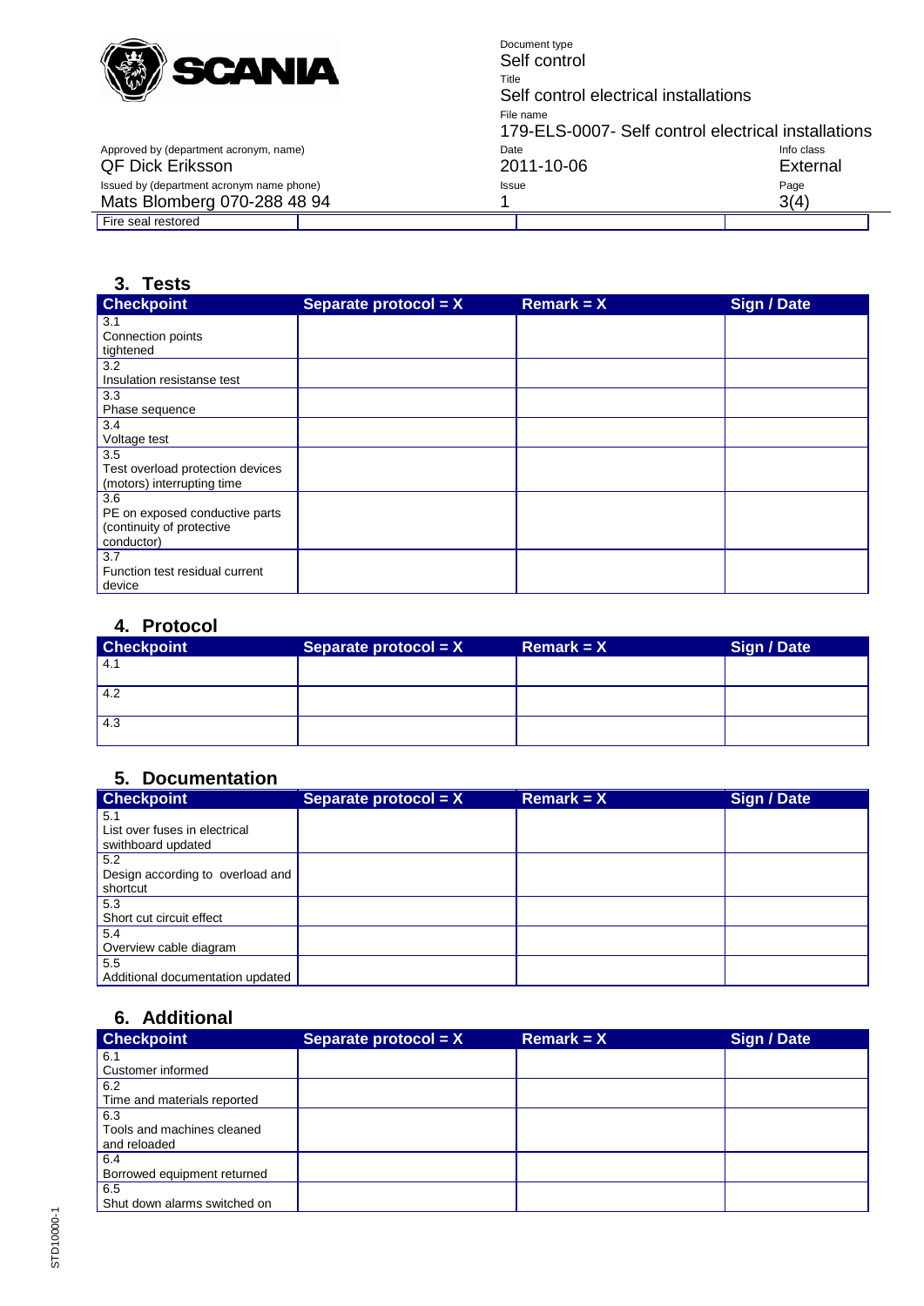| Fire seal restored | | | |
|---|---|---|---|

## 3. Tests

| Checkpoint | Separate protocol = X | Remark = X | Sign / Date |
|---|---|---|---|
| 3.1 Connection points tightened | | | |
| 3.2 Insulation resistanse test | | | |
| 3.3 Phase sequence | | | |
| 3.4 Voltage test | | | |
| 3.5 Test overload protection devices (motors) interrupting time | | | |
| 3.6 PE on exposed conductive parts (continuity of protective conductor) | | | |
| 3.7 Function test residual current device | | | |

## 4. Protocol

| Checkpoint | Separate protocol = X | Remark = X | Sign / Date |
|---|---|---|---|
| 4.1 | | | |
| 4.2 | | | |
| 4.3 | | | |

## 5. Documentation

| Checkpoint | Separate protocol = X | Remark = X | Sign / Date |
|---|---|---|---|
| 5.1 List over fuses in electrical swithboard updated | | | |
| 5.2 Design according to overload and shortcut | | | |
| 5.3 Short cut circuit effect | | | |
| 5.4 Overview cable diagram | | | |
| 5.5 Additional documentation updated | | | |

## 6. Additional

| Checkpoint | Separate protocol = X | Remark = X | Sign / Date |
|---|---|---|---|
| 6.1 Customer informed | | | |
| 6.2 Time and materials reported | | | |
| 6.3 Tools and machines cleaned and reloaded | | | |
| 6.4 Borrowed equipment returned | | | |
| 6.5 Shut down alarms switched on | | | |